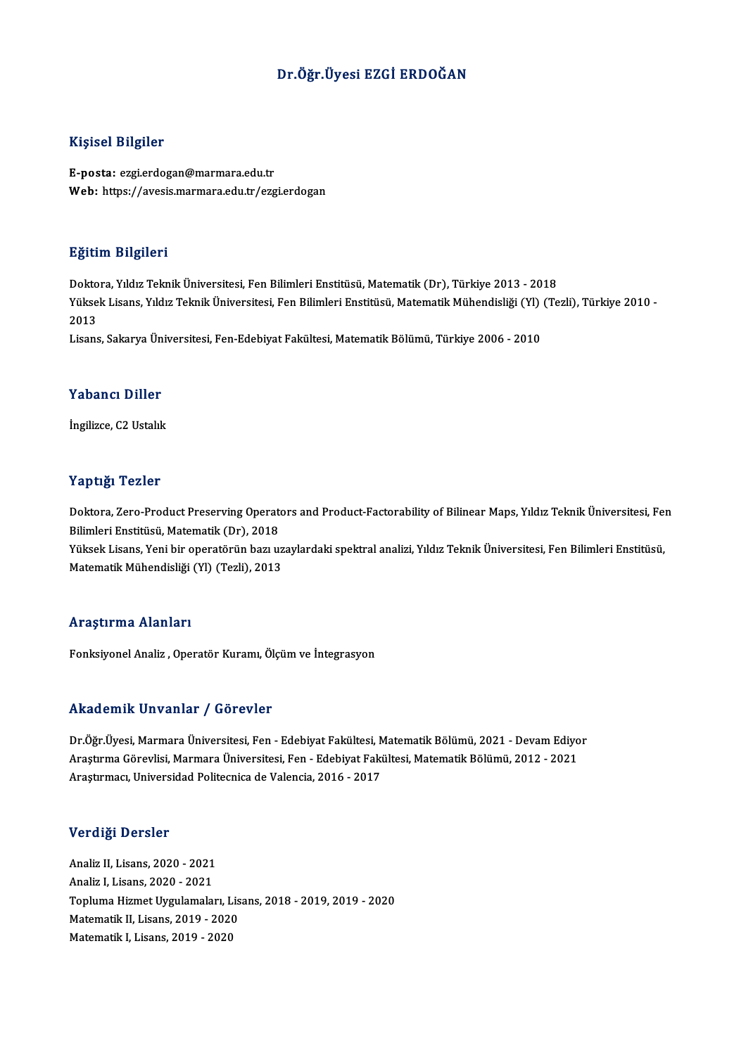# Dr.Öğr.Üyesi EZGİ ERDOĞAN

## Kişisel Bilgiler

**E-posta:** ezgi.erdogan@marmara.edu.tr
**Web:** https://avesis.marmara.edu.tr/ezgi.erdogan

## Eğitim Bilgileri

Doktora, Yıldız Teknik Üniversitesi, Fen Bilimleri Enstitüsü, Matematik (Dr), Türkiye 2013 - 2018
Yüksek Lisans, Yıldız Teknik Üniversitesi, Fen Bilimleri Enstitüsü, Matematik Mühendisliği (Yl) (Tezli), Türkiye 2010 - 2013
Lisans, Sakarya Üniversitesi, Fen-Edebiyat Fakültesi, Matematik Bölümü, Türkiye 2006 - 2010

## Yabancı Diller

İngilizce, C2 Ustalık

## Yaptığı Tezler

Doktora, Zero-Product Preserving Operators and Product-Factorability of Bilinear Maps, Yıldız Teknik Üniversitesi, Fen Bilimleri Enstitüsü, Matematik (Dr), 2018
Yüksek Lisans, Yeni bir operatörün bazı uzaylardaki spektral analizi, Yıldız Teknik Üniversitesi, Fen Bilimleri Enstitüsü, Matematik Mühendisliği (Yl) (Tezli), 2013

## Araştırma Alanları

Fonksiyonel Analiz , Operatör Kuramı, Ölçüm ve İntegrasyon

## Akademik Unvanlar / Görevler

Dr.Öğr.Üyesi, Marmara Üniversitesi, Fen - Edebiyat Fakültesi, Matematik Bölümü, 2021 - Devam Ediyor
Araştırma Görevlisi, Marmara Üniversitesi, Fen - Edebiyat Fakültesi, Matematik Bölümü, 2012 - 2021
Araştırmacı, Universidad Politecnica de Valencia, 2016 - 2017

## Verdiği Dersler

Analiz II, Lisans, 2020 - 2021
Analiz I, Lisans, 2020 - 2021
Topluma Hizmet Uygulamaları, Lisans, 2018 - 2019, 2019 - 2020
Matematik II, Lisans, 2019 - 2020
Matematik I, Lisans, 2019 - 2020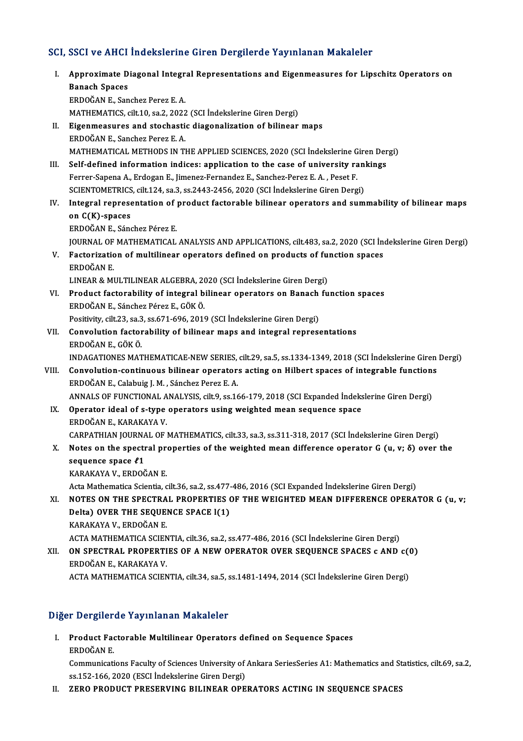## SCI, SSCI ve AHCI İndekslerine Giren Dergilerde Yayınlanan Makaleler

I. **Approximate Diagonal Integral Representations and Eigenmeasures for Lipschitz Operators on Banach Spaces**
ERDOĞAN E., Sanchez Perez E. A.
MATHEMATICS, cilt.10, sa.2, 2022 (SCI İndekslerine Giren Dergi)

II. **Eigenmeasures and stochastic diagonalization of bilinear maps**
ERDOĞAN E., Sanchez Perez E. A.
MATHEMATICAL METHODS IN THE APPLIED SCIENCES, 2020 (SCI İndekslerine Giren Dergi)

III. **Self-defined information indices: application to the case of university rankings**
Ferrer-Sapena A., Erdogan E., Jimenez-Fernandez E., Sanchez-Perez E. A. , Peset F.
SCIENTOMETRICS, cilt.124, sa.3, ss.2443-2456, 2020 (SCI İndekslerine Giren Dergi)

IV. **Integral representation of product factorable bilinear operators and summability of bilinear maps on C(K)-spaces**
ERDOĞAN E., Sánchez Pérez E.
JOURNAL OF MATHEMATICAL ANALYSIS AND APPLICATIONS, cilt.483, sa.2, 2020 (SCI İndekslerine Giren Dergi)

V. **Factorization of multilinear operators defined on products of function spaces**
ERDOĞAN E.
LINEAR & MULTILINEAR ALGEBRA, 2020 (SCI İndekslerine Giren Dergi)

VI. **Product factorability of integral bilinear operators on Banach function spaces**
ERDOĞAN E., Sánchez Pérez E., GÖK Ö.
Positivity, cilt.23, sa.3, ss.671-696, 2019 (SCI İndekslerine Giren Dergi)

VII. **Convolution factorability of bilinear maps and integral representations**
ERDOĞAN E., GÖK Ö.
INDAGATIONES MATHEMATICAE-NEW SERIES, cilt.29, sa.5, ss.1334-1349, 2018 (SCI İndekslerine Giren Dergi)

VIII. **Convolution-continuous bilinear operators acting on Hilbert spaces of integrable functions**
ERDOĞAN E., Calabuig J. M. , Sánchez Perez E. A.
ANNALS OF FUNCTIONAL ANALYSIS, cilt.9, ss.166-179, 2018 (SCI Expanded İndekslerine Giren Dergi)

IX. **Operator ideal of s-type operators using weighted mean sequence space**
ERDOĞAN E., KARAKAYA V.
CARPATHIAN JOURNAL OF MATHEMATICS, cilt.33, sa.3, ss.311-318, 2017 (SCI İndekslerine Giren Dergi)

X. **Notes on the spectral properties of the weighted mean difference operator G (u, v; δ) over the sequence space $\ell 1$**
KARAKAYA V., ERDOĞAN E.
Acta Mathematica Scientia, cilt.36, sa.2, ss.477-486, 2016 (SCI Expanded İndekslerine Giren Dergi)

XI. **NOTES ON THE SPECTRAL PROPERTIES OF THE WEIGHTED MEAN DIFFERENCE OPERATOR G (u, v; Delta) OVER THE SEQUENCE SPACE l(1)**
KARAKAYA V., ERDOĞAN E.
ACTA MATHEMATICA SCIENTIA, cilt.36, sa.2, ss.477-486, 2016 (SCI İndekslerine Giren Dergi)

XII. **ON SPECTRAL PROPERTIES OF A NEW OPERATOR OVER SEQUENCE SPACES c AND c(0)**
ERDOĞAN E., KARAKAYA V.
ACTA MATHEMATICA SCIENTIA, cilt.34, sa.5, ss.1481-1494, 2014 (SCI İndekslerine Giren Dergi)

## Diğer Dergilerde Yayınlanan Makaleler

I. **Product Factorable Multilinear Operators defined on Sequence Spaces**
ERDOĞAN E.
Communications Faculty of Sciences University of Ankara SeriesSeries A1: Mathematics and Statistics, cilt.69, sa.2, ss.152-166, 2020 (ESCI İndekslerine Giren Dergi)

II. **ZERO PRODUCT PRESERVING BILINEAR OPERATORS ACTING IN SEQUENCE SPACES**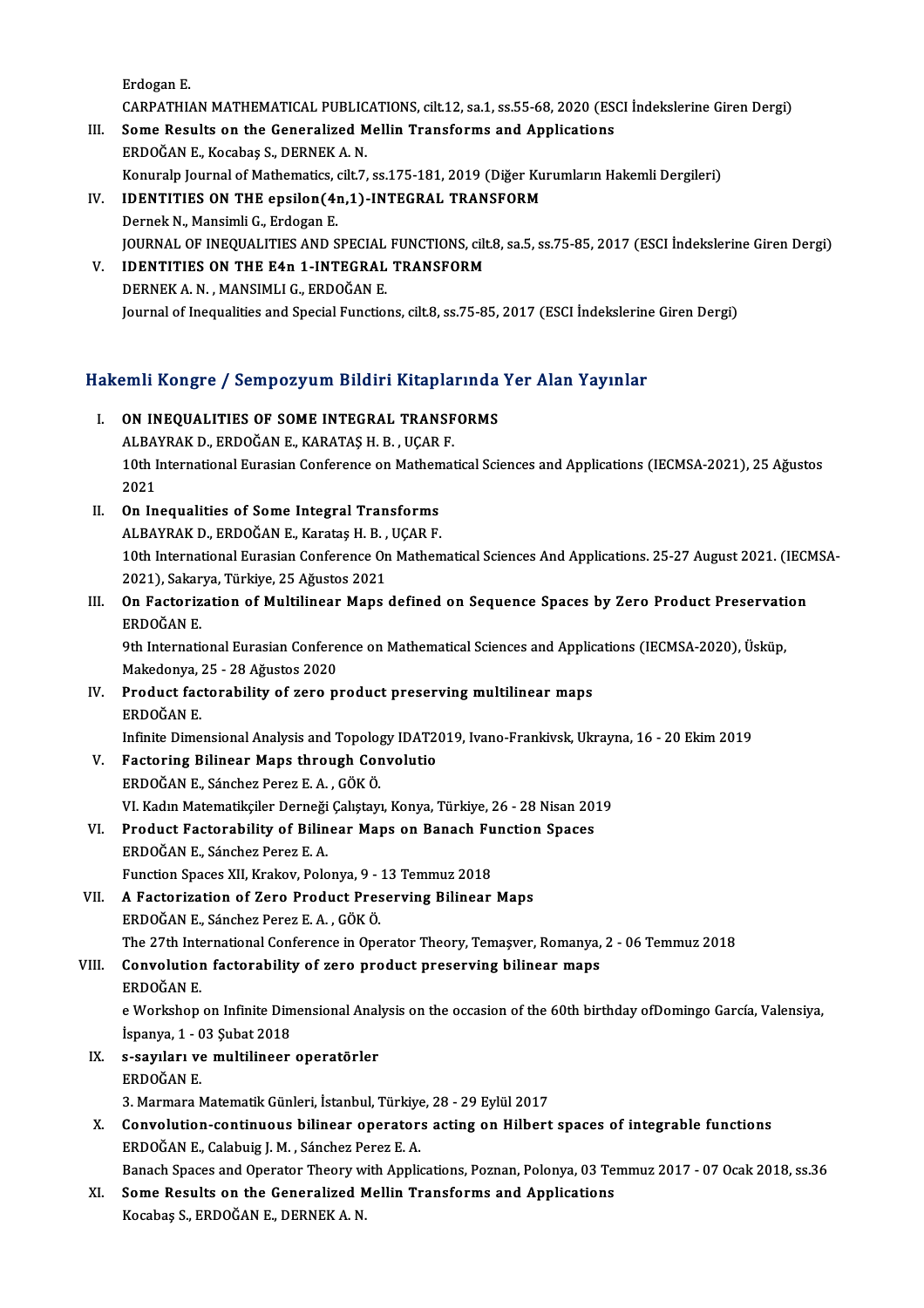Erdogan E.
CARPATHIAN MATHEMATICAL PUBLICATIONS, cilt.12, sa.1, ss.55-68, 2020 (ESCI İndekslerine Giren Dergi)

III. **Some Results on the Generalized Mellin Transforms and Applications**
ERDOĞAN E., Kocabaş S., DERNEK A. N.
Konuralp Journal of Mathematics, cilt.7, ss.175-181, 2019 (Diğer Kurumların Hakemli Dergileri)

IV. **IDENTITIES ON THE epsilon(4n,1)-INTEGRAL TRANSFORM**
Dernek N., Mansimli G., Erdogan E.
JOURNAL OF INEQUALITIES AND SPECIAL FUNCTIONS, cilt.8, sa.5, ss.75-85, 2017 (ESCI İndekslerine Giren Dergi)

V. **IDENTITIES ON THE E4n 1-INTEGRAL TRANSFORM**
DERNEK A. N. , MANSIMLI G., ERDOĞAN E.
Journal of Inequalities and Special Functions, cilt.8, ss.75-85, 2017 (ESCI İndekslerine Giren Dergi)

## Hakemli Kongre / Sempozyum Bildiri Kitaplarında Yer Alan Yayınlar

I. **ON INEQUALITIES OF SOME INTEGRAL TRANSFORMS**
ALBAYRAK D., ERDOĞAN E., KARATAŞ H. B. , UÇAR F.
10th International Eurasian Conference on Mathematical Sciences and Applications (IECMSA-2021), 25 Ağustos 2021

II. **On Inequalities of Some Integral Transforms**
ALBAYRAK D., ERDOĞAN E., Karataş H. B. , UÇAR F.
10th International Eurasian Conference On Mathematical Sciences And Applications. 25-27 August 2021. (IECMSA-2021), Sakarya, Türkiye, 25 Ağustos 2021

III. **On Factorization of Multilinear Maps defined on Sequence Spaces by Zero Product Preservation**
ERDOĞAN E.
9th International Eurasian Conference on Mathematical Sciences and Applications (IECMSA-2020), Üsküp, Makedonya, 25 - 28 Ağustos 2020

IV. **Product factorability of zero product preserving multilinear maps**
ERDOĞAN E.
Infinite Dimensional Analysis and Topology IDAT2019, Ivano-Frankivsk, Ukrayna, 16 - 20 Ekim 2019

V. **Factoring Bilinear Maps through Convolutio**
ERDOĞAN E., Sánchez Perez E. A. , GÖK Ö.
VI. Kadın Matematikçiler Derneği Çalıştayı, Konya, Türkiye, 26 - 28 Nisan 2019

VI. **Product Factorability of Bilinear Maps on Banach Function Spaces**
ERDOĞAN E., Sánchez Perez E. A.
Function Spaces XII, Krakov, Polonya, 9 - 13 Temmuz 2018

VII. **A Factorization of Zero Product Preserving Bilinear Maps**
ERDOĞAN E., Sánchez Perez E. A. , GÖK Ö.
The 27th International Conference in Operator Theory, Temaşver, Romanya, 2 - 06 Temmuz 2018

VIII. **Convolution factorability of zero product preserving bilinear maps**
ERDOĞAN E.
e Workshop on Infinite Dimensional Analysis on the occasion of the 60th birthday ofDomingo García, Valensiya, İspanya, 1 - 03 Şubat 2018

IX. **s-sayıları ve multilineer operatörler**
ERDOĞAN E.
3. Marmara Matematik Günleri, İstanbul, Türkiye, 28 - 29 Eylül 2017

X. **Convolution-continuous bilinear operators acting on Hilbert spaces of integrable functions**
ERDOĞAN E., Calabuig J. M. , Sánchez Perez E. A.
Banach Spaces and Operator Theory with Applications, Poznan, Polonya, 03 Temmuz 2017 - 07 Ocak 2018, ss.36

XI. **Some Results on the Generalized Mellin Transforms and Applications**
Kocabaş S., ERDOĞAN E., DERNEK A. N.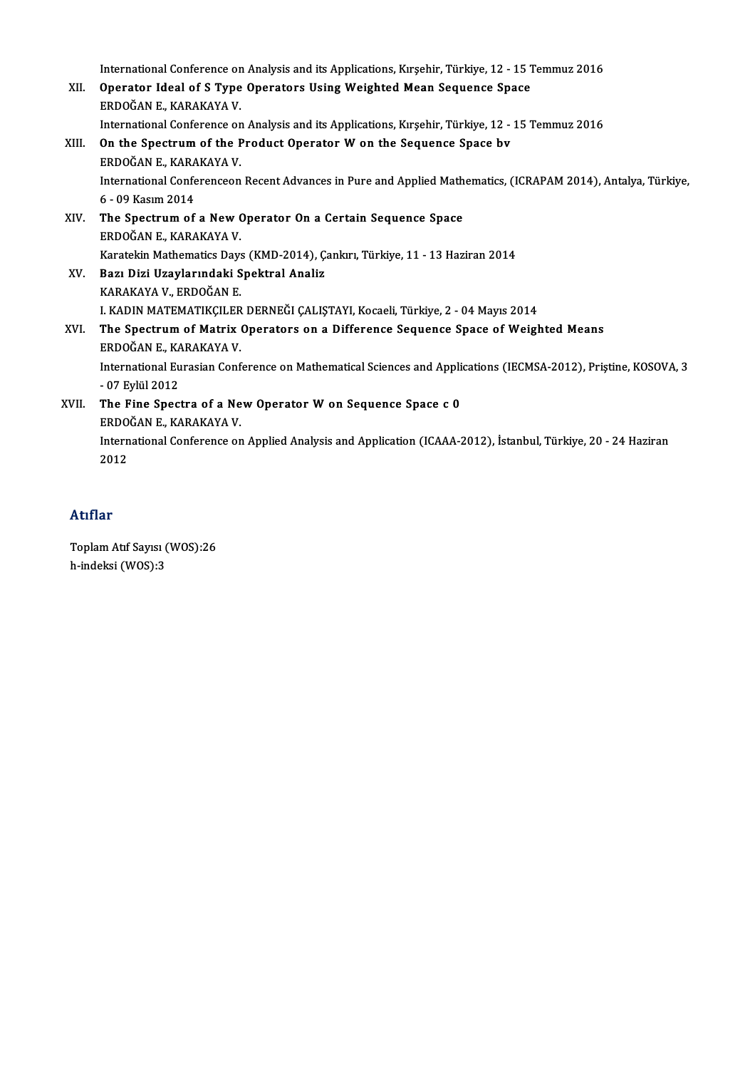International Conference on Analysis and its Applications, Kırşehir, Türkiye, 12 - 15 Temmuz 2016

XII. **Operator Ideal of S Type Operators Using Weighted Mean Sequence Space**
ERDOĞAN E., KARAKAYA V.
International Conference on Analysis and its Applications, Kırşehir, Türkiye, 12 - 15 Temmuz 2016

XIII. **On the Spectrum of the Product Operator W on the Sequence Space bv**
ERDOĞAN E., KARAKAYA V.
International Conferenceon Recent Advances in Pure and Applied Mathematics, (ICRAPAM 2014), Antalya, Türkiye, 6 - 09 Kasım 2014

XIV. **The Spectrum of a New Operator On a Certain Sequence Space**
ERDOĞAN E., KARAKAYA V.
Karatekin Mathematics Days (KMD-2014), Çankırı, Türkiye, 11 - 13 Haziran 2014

XV. **Bazı Dizi Uzaylarındaki Spektral Analiz**
KARAKAYA V., ERDOĞAN E.
I. KADIN MATEMATIKÇILER DERNEĞI ÇALIŞTAYI, Kocaeli, Türkiye, 2 - 04 Mayıs 2014

XVI. **The Spectrum of Matrix Operators on a Difference Sequence Space of Weighted Means**
ERDOĞAN E., KARAKAYA V.
International Eurasian Conference on Mathematical Sciences and Applications (IECMSA-2012), Priştine, KOSOVA, 3 - 07 Eylül 2012

XVII. **The Fine Spectra of a New Operator W on Sequence Space c 0**
ERDOĞAN E., KARAKAYA V.
International Conference on Applied Analysis and Application (ICAAA-2012), İstanbul, Türkiye, 20 - 24 Haziran 2012

## Atıflar

Toplam Atıf Sayısı (WOS):26
h-indeksi (WOS):3